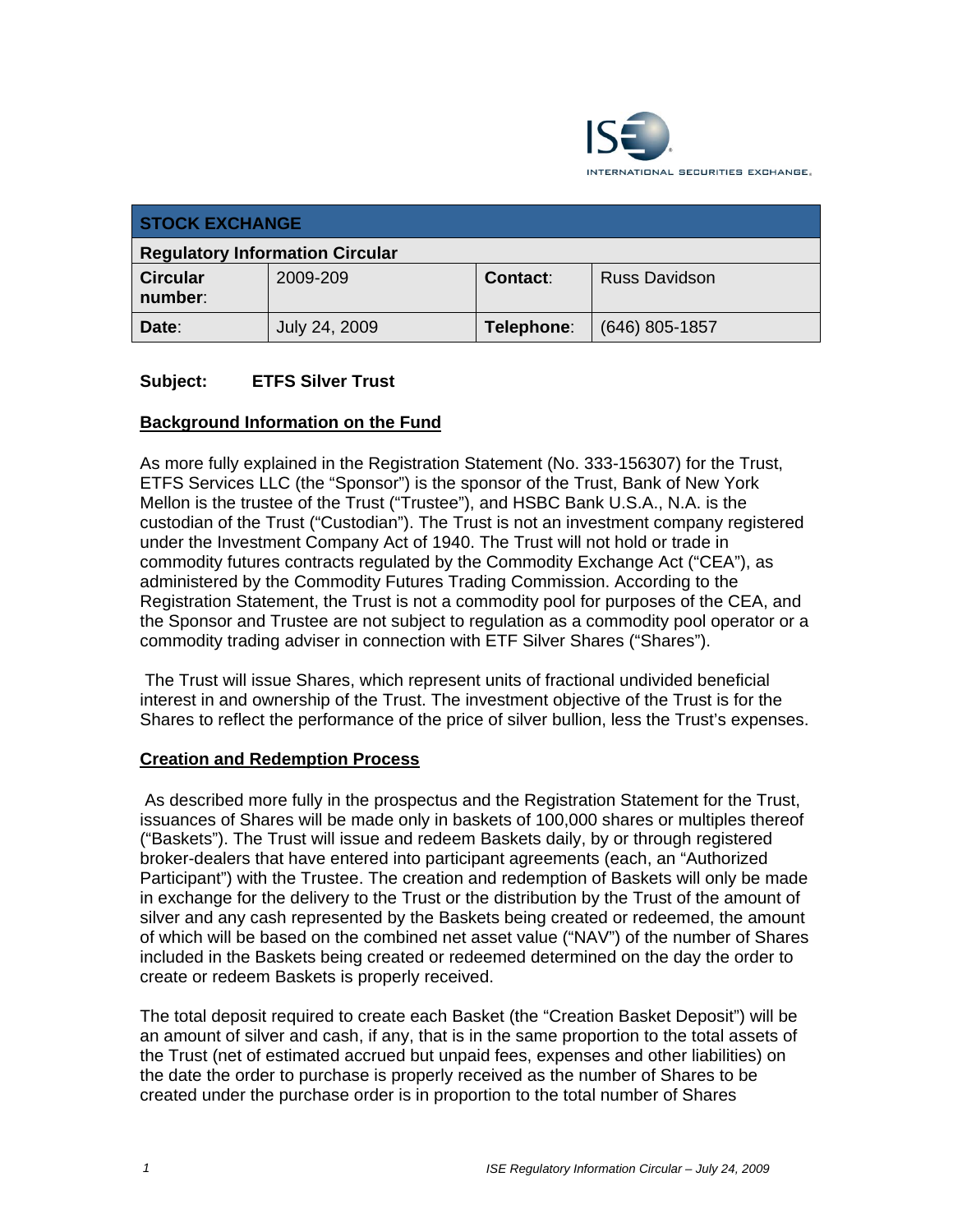| STOCK EXCHANGE | | | |
|---|---|---|---|
| **Regulatory Information Circular** | | | |
| **Circular number:** | 2009-209 | **Contact:** | Russ Davidson |
| **Date:** | July 24, 2009 | **Telephone:** | (646) 805-1857 |

**Subject:** **ETFS Silver Trust**

## Background Information on the Fund

As more fully explained in the Registration Statement (No. 333-156307) for the Trust, ETFS Services LLC (the "Sponsor") is the sponsor of the Trust, Bank of New York Mellon is the trustee of the Trust ("Trustee"), and HSBC Bank U.S.A., N.A. is the custodian of the Trust ("Custodian"). The Trust is not an investment company registered under the Investment Company Act of 1940. The Trust will not hold or trade in commodity futures contracts regulated by the Commodity Exchange Act ("CEA"), as administered by the Commodity Futures Trading Commission. According to the Registration Statement, the Trust is not a commodity pool for purposes of the CEA, and the Sponsor and Trustee are not subject to regulation as a commodity pool operator or a commodity trading adviser in connection with ETF Silver Shares ("Shares").

The Trust will issue Shares, which represent units of fractional undivided beneficial interest in and ownership of the Trust. The investment objective of the Trust is for the Shares to reflect the performance of the price of silver bullion, less the Trust's expenses.

## Creation and Redemption Process

As described more fully in the prospectus and the Registration Statement for the Trust, issuances of Shares will be made only in baskets of 100,000 shares or multiples thereof ("Baskets"). The Trust will issue and redeem Baskets daily, by or through registered broker-dealers that have entered into participant agreements (each, an "Authorized Participant") with the Trustee. The creation and redemption of Baskets will only be made in exchange for the delivery to the Trust or the distribution by the Trust of the amount of silver and any cash represented by the Baskets being created or redeemed, the amount of which will be based on the combined net asset value ("NAV") of the number of Shares included in the Baskets being created or redeemed determined on the day the order to create or redeem Baskets is properly received.

The total deposit required to create each Basket (the "Creation Basket Deposit") will be an amount of silver and cash, if any, that is in the same proportion to the total assets of the Trust (net of estimated accrued but unpaid fees, expenses and other liabilities) on the date the order to purchase is properly received as the number of Shares to be created under the purchase order is in proportion to the total number of Shares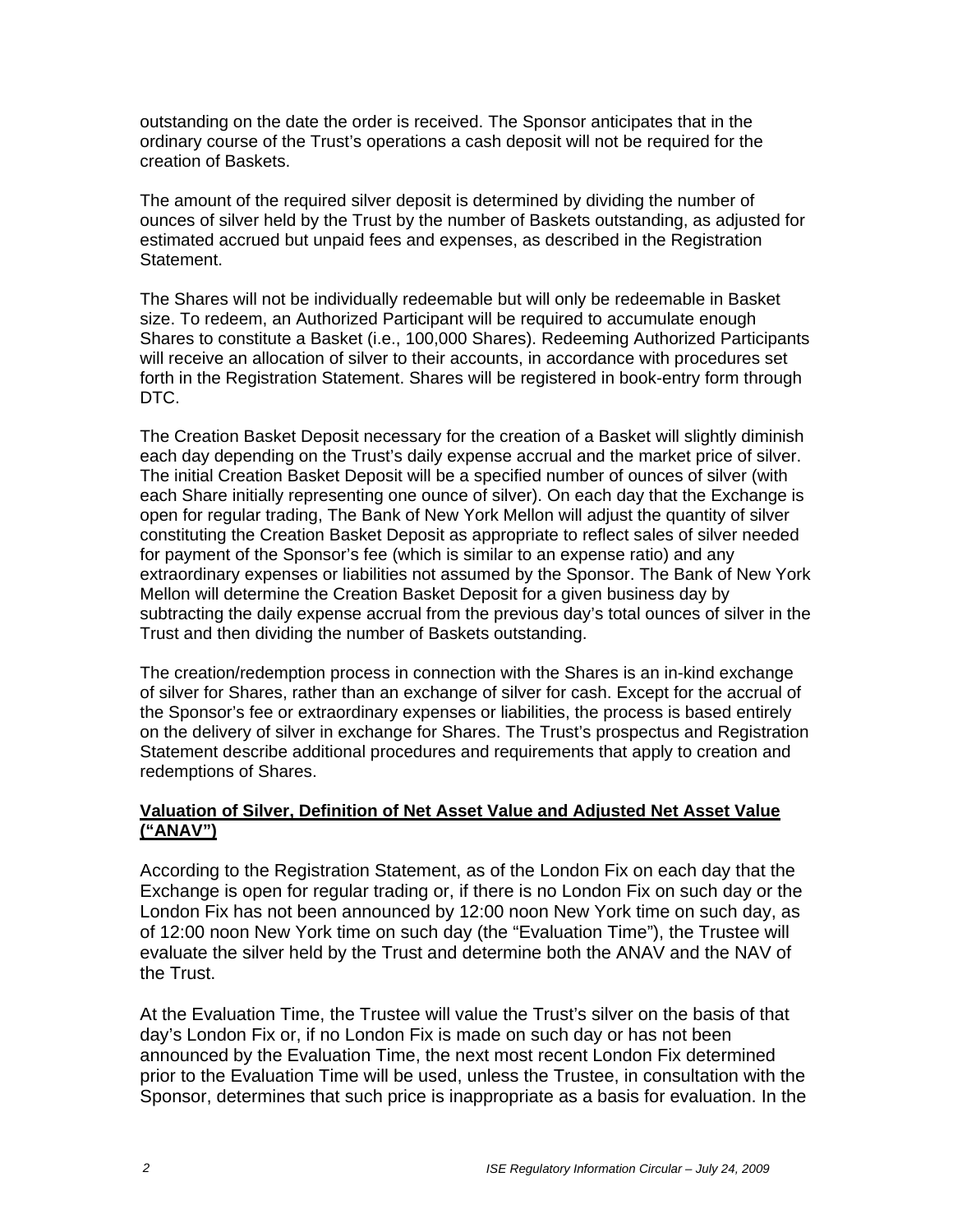outstanding on the date the order is received. The Sponsor anticipates that in the ordinary course of the Trust's operations a cash deposit will not be required for the creation of Baskets.

The amount of the required silver deposit is determined by dividing the number of ounces of silver held by the Trust by the number of Baskets outstanding, as adjusted for estimated accrued but unpaid fees and expenses, as described in the Registration Statement.

The Shares will not be individually redeemable but will only be redeemable in Basket size. To redeem, an Authorized Participant will be required to accumulate enough Shares to constitute a Basket (i.e., 100,000 Shares). Redeeming Authorized Participants will receive an allocation of silver to their accounts, in accordance with procedures set forth in the Registration Statement. Shares will be registered in book-entry form through DTC.

The Creation Basket Deposit necessary for the creation of a Basket will slightly diminish each day depending on the Trust's daily expense accrual and the market price of silver. The initial Creation Basket Deposit will be a specified number of ounces of silver (with each Share initially representing one ounce of silver). On each day that the Exchange is open for regular trading, The Bank of New York Mellon will adjust the quantity of silver constituting the Creation Basket Deposit as appropriate to reflect sales of silver needed for payment of the Sponsor's fee (which is similar to an expense ratio) and any extraordinary expenses or liabilities not assumed by the Sponsor. The Bank of New York Mellon will determine the Creation Basket Deposit for a given business day by subtracting the daily expense accrual from the previous day's total ounces of silver in the Trust and then dividing the number of Baskets outstanding.

The creation/redemption process in connection with the Shares is an in-kind exchange of silver for Shares, rather than an exchange of silver for cash. Except for the accrual of the Sponsor's fee or extraordinary expenses or liabilities, the process is based entirely on the delivery of silver in exchange for Shares. The Trust's prospectus and Registration Statement describe additional procedures and requirements that apply to creation and redemptions of Shares.

**Valuation of Silver, Definition of Net Asset Value and Adjusted Net Asset Value ("ANAV")**

According to the Registration Statement, as of the London Fix on each day that the Exchange is open for regular trading or, if there is no London Fix on such day or the London Fix has not been announced by 12:00 noon New York time on such day, as of 12:00 noon New York time on such day (the "Evaluation Time"), the Trustee will evaluate the silver held by the Trust and determine both the ANAV and the NAV of the Trust.

At the Evaluation Time, the Trustee will value the Trust's silver on the basis of that day's London Fix or, if no London Fix is made on such day or has not been announced by the Evaluation Time, the next most recent London Fix determined prior to the Evaluation Time will be used, unless the Trustee, in consultation with the Sponsor, determines that such price is inappropriate as a basis for evaluation. In the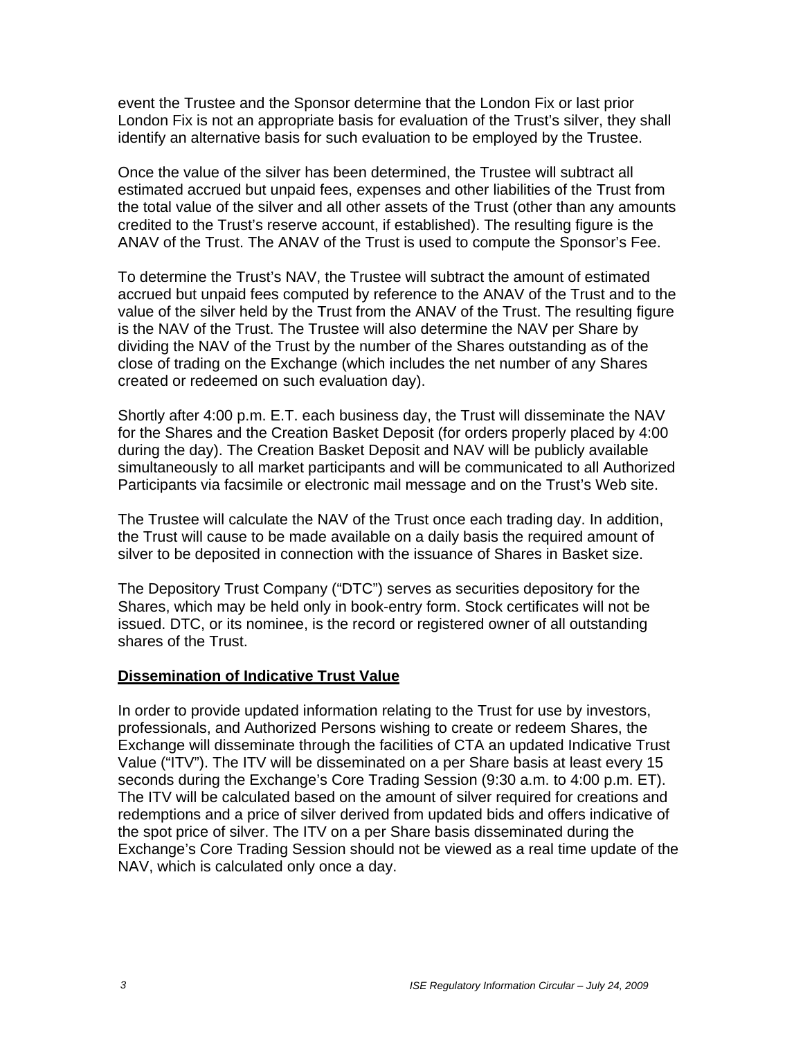event the Trustee and the Sponsor determine that the London Fix or last prior London Fix is not an appropriate basis for evaluation of the Trust's silver, they shall identify an alternative basis for such evaluation to be employed by the Trustee.

Once the value of the silver has been determined, the Trustee will subtract all estimated accrued but unpaid fees, expenses and other liabilities of the Trust from the total value of the silver and all other assets of the Trust (other than any amounts credited to the Trust's reserve account, if established). The resulting figure is the ANAV of the Trust. The ANAV of the Trust is used to compute the Sponsor's Fee.

To determine the Trust's NAV, the Trustee will subtract the amount of estimated accrued but unpaid fees computed by reference to the ANAV of the Trust and to the value of the silver held by the Trust from the ANAV of the Trust. The resulting figure is the NAV of the Trust. The Trustee will also determine the NAV per Share by dividing the NAV of the Trust by the number of the Shares outstanding as of the close of trading on the Exchange (which includes the net number of any Shares created or redeemed on such evaluation day).

Shortly after 4:00 p.m. E.T. each business day, the Trust will disseminate the NAV for the Shares and the Creation Basket Deposit (for orders properly placed by 4:00 during the day). The Creation Basket Deposit and NAV will be publicly available simultaneously to all market participants and will be communicated to all Authorized Participants via facsimile or electronic mail message and on the Trust's Web site.

The Trustee will calculate the NAV of the Trust once each trading day. In addition, the Trust will cause to be made available on a daily basis the required amount of silver to be deposited in connection with the issuance of Shares in Basket size.

The Depository Trust Company ("DTC") serves as securities depository for the Shares, which may be held only in book-entry form. Stock certificates will not be issued. DTC, or its nominee, is the record or registered owner of all outstanding shares of the Trust.

**Dissemination of Indicative Trust Value**

In order to provide updated information relating to the Trust for use by investors, professionals, and Authorized Persons wishing to create or redeem Shares, the Exchange will disseminate through the facilities of CTA an updated Indicative Trust Value ("ITV"). The ITV will be disseminated on a per Share basis at least every 15 seconds during the Exchange's Core Trading Session (9:30 a.m. to 4:00 p.m. ET). The ITV will be calculated based on the amount of silver required for creations and redemptions and a price of silver derived from updated bids and offers indicative of the spot price of silver. The ITV on a per Share basis disseminated during the Exchange's Core Trading Session should not be viewed as a real time update of the NAV, which is calculated only once a day.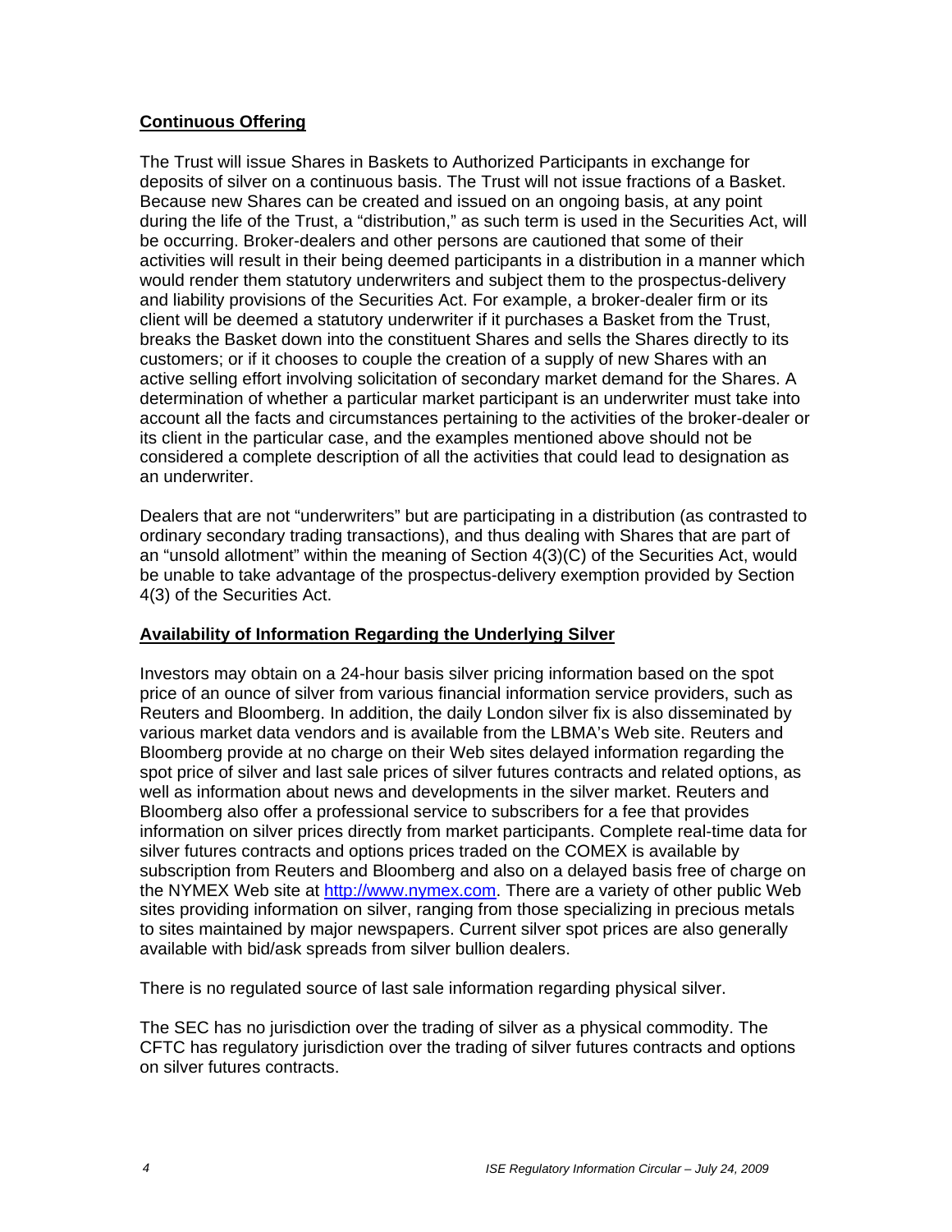## Continuous Offering

The Trust will issue Shares in Baskets to Authorized Participants in exchange for deposits of silver on a continuous basis. The Trust will not issue fractions of a Basket. Because new Shares can be created and issued on an ongoing basis, at any point during the life of the Trust, a "distribution," as such term is used in the Securities Act, will be occurring. Broker-dealers and other persons are cautioned that some of their activities will result in their being deemed participants in a distribution in a manner which would render them statutory underwriters and subject them to the prospectus-delivery and liability provisions of the Securities Act. For example, a broker-dealer firm or its client will be deemed a statutory underwriter if it purchases a Basket from the Trust, breaks the Basket down into the constituent Shares and sells the Shares directly to its customers; or if it chooses to couple the creation of a supply of new Shares with an active selling effort involving solicitation of secondary market demand for the Shares. A determination of whether a particular market participant is an underwriter must take into account all the facts and circumstances pertaining to the activities of the broker-dealer or its client in the particular case, and the examples mentioned above should not be considered a complete description of all the activities that could lead to designation as an underwriter.

Dealers that are not "underwriters" but are participating in a distribution (as contrasted to ordinary secondary trading transactions), and thus dealing with Shares that are part of an "unsold allotment" within the meaning of Section 4(3)(C) of the Securities Act, would be unable to take advantage of the prospectus-delivery exemption provided by Section 4(3) of the Securities Act.

## Availability of Information Regarding the Underlying Silver

Investors may obtain on a 24-hour basis silver pricing information based on the spot price of an ounce of silver from various financial information service providers, such as Reuters and Bloomberg. In addition, the daily London silver fix is also disseminated by various market data vendors and is available from the LBMA's Web site. Reuters and Bloomberg provide at no charge on their Web sites delayed information regarding the spot price of silver and last sale prices of silver futures contracts and related options, as well as information about news and developments in the silver market. Reuters and Bloomberg also offer a professional service to subscribers for a fee that provides information on silver prices directly from market participants. Complete real-time data for silver futures contracts and options prices traded on the COMEX is available by subscription from Reuters and Bloomberg and also on a delayed basis free of charge on the NYMEX Web site at [http://www.nymex.com](http://www.nymex.com). There are a variety of other public Web sites providing information on silver, ranging from those specializing in precious metals to sites maintained by major newspapers. Current silver spot prices are also generally available with bid/ask spreads from silver bullion dealers.

There is no regulated source of last sale information regarding physical silver.

The SEC has no jurisdiction over the trading of silver as a physical commodity. The CFTC has regulatory jurisdiction over the trading of silver futures contracts and options on silver futures contracts.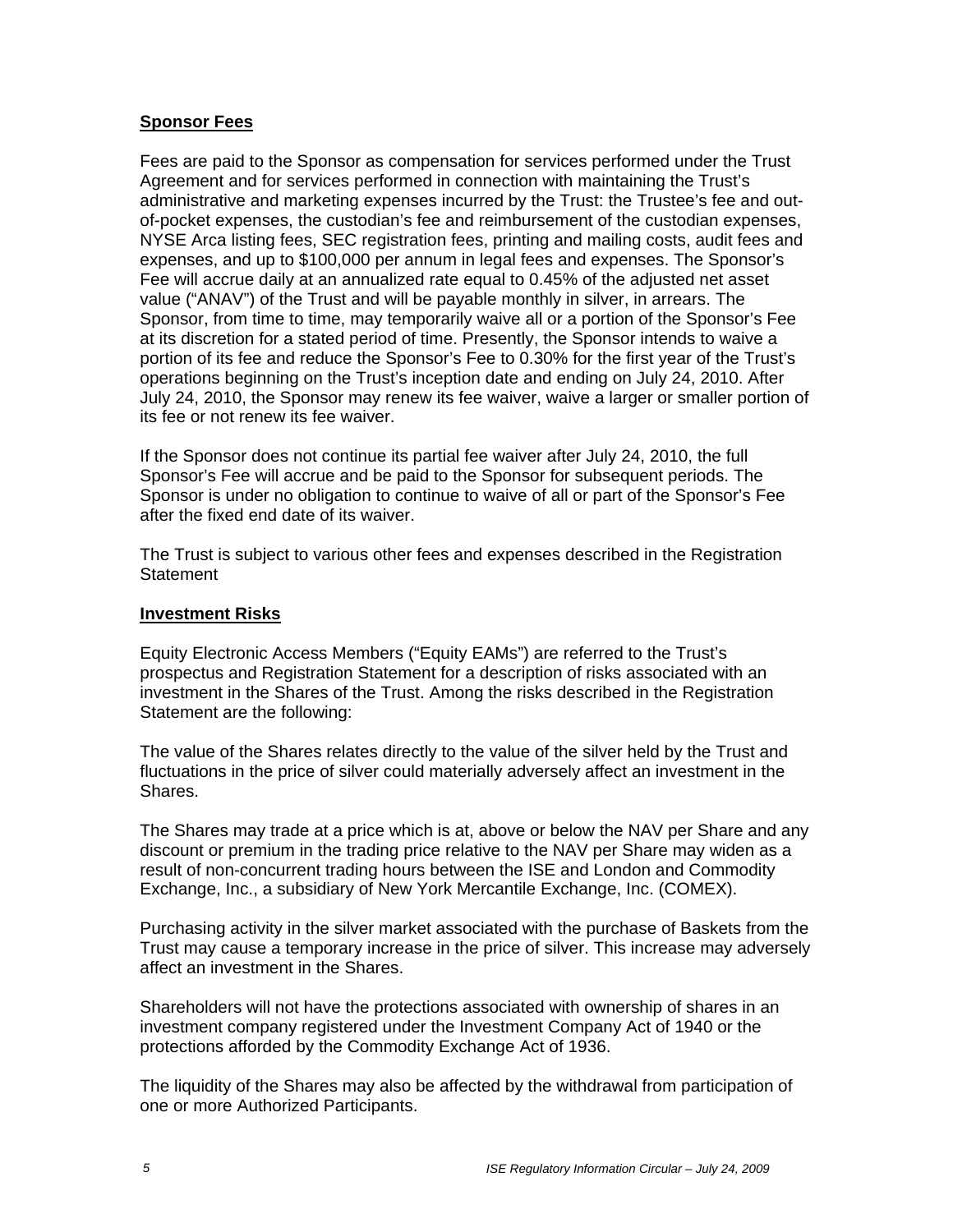**Sponsor Fees**

Fees are paid to the Sponsor as compensation for services performed under the Trust Agreement and for services performed in connection with maintaining the Trust's administrative and marketing expenses incurred by the Trust: the Trustee's fee and out-of-pocket expenses, the custodian's fee and reimbursement of the custodian expenses, NYSE Arca listing fees, SEC registration fees, printing and mailing costs, audit fees and expenses, and up to $100,000 per annum in legal fees and expenses. The Sponsor's Fee will accrue daily at an annualized rate equal to 0.45% of the adjusted net asset value ("ANAV") of the Trust and will be payable monthly in silver, in arrears. The Sponsor, from time to time, may temporarily waive all or a portion of the Sponsor's Fee at its discretion for a stated period of time. Presently, the Sponsor intends to waive a portion of its fee and reduce the Sponsor's Fee to 0.30% for the first year of the Trust's operations beginning on the Trust's inception date and ending on July 24, 2010. After July 24, 2010, the Sponsor may renew its fee waiver, waive a larger or smaller portion of its fee or not renew its fee waiver.

If the Sponsor does not continue its partial fee waiver after July 24, 2010, the full Sponsor's Fee will accrue and be paid to the Sponsor for subsequent periods. The Sponsor is under no obligation to continue to waive of all or part of the Sponsor's Fee after the fixed end date of its waiver.

The Trust is subject to various other fees and expenses described in the Registration Statement

**Investment Risks**

Equity Electronic Access Members ("Equity EAMs") are referred to the Trust's prospectus and Registration Statement for a description of risks associated with an investment in the Shares of the Trust. Among the risks described in the Registration Statement are the following:

The value of the Shares relates directly to the value of the silver held by the Trust and fluctuations in the price of silver could materially adversely affect an investment in the Shares.

The Shares may trade at a price which is at, above or below the NAV per Share and any discount or premium in the trading price relative to the NAV per Share may widen as a result of non-concurrent trading hours between the ISE and London and Commodity Exchange, Inc., a subsidiary of New York Mercantile Exchange, Inc. (COMEX).

Purchasing activity in the silver market associated with the purchase of Baskets from the Trust may cause a temporary increase in the price of silver. This increase may adversely affect an investment in the Shares.

Shareholders will not have the protections associated with ownership of shares in an investment company registered under the Investment Company Act of 1940 or the protections afforded by the Commodity Exchange Act of 1936.

The liquidity of the Shares may also be affected by the withdrawal from participation of one or more Authorized Participants.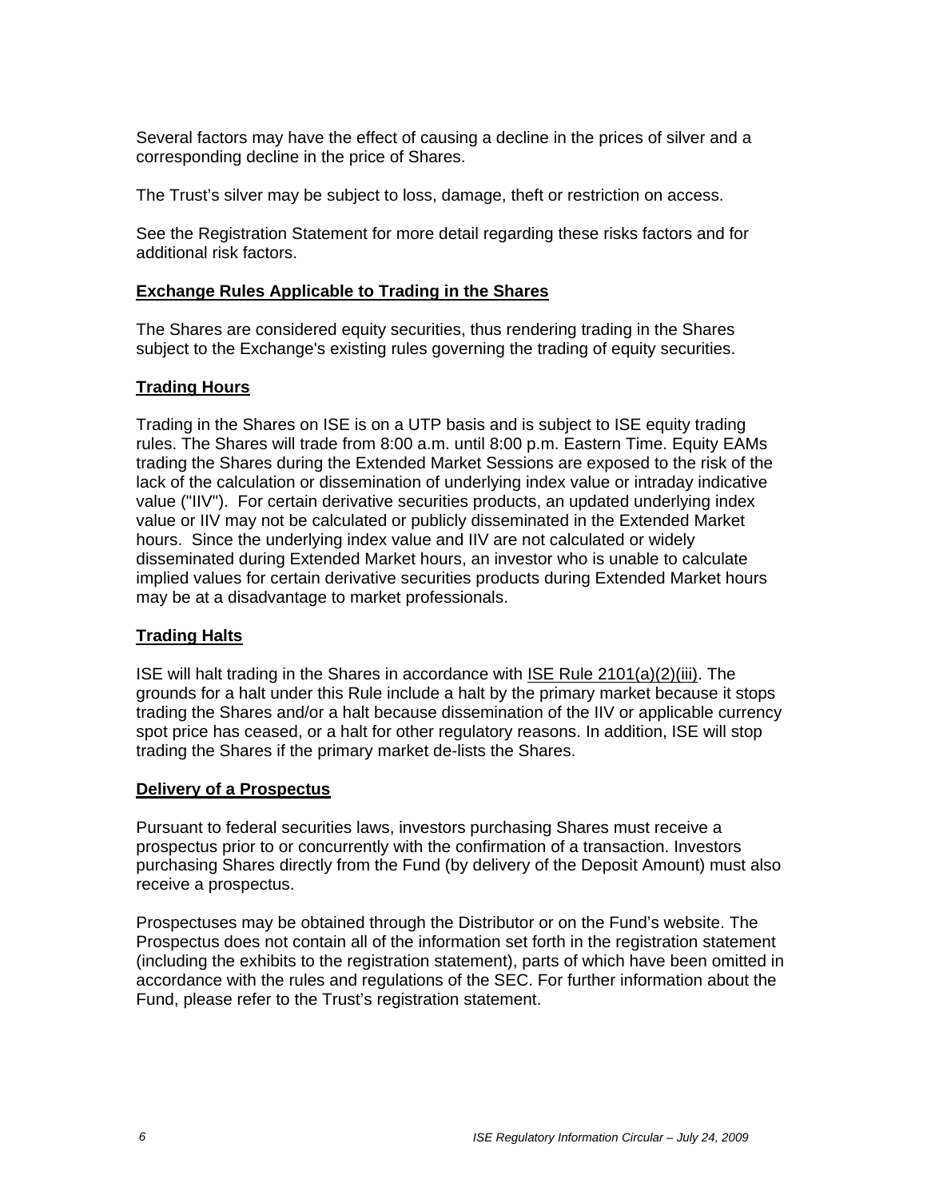Several factors may have the effect of causing a decline in the prices of silver and a corresponding decline in the price of Shares.

The Trust's silver may be subject to loss, damage, theft or restriction on access.

See the Registration Statement for more detail regarding these risks factors and for additional risk factors.

## Exchange Rules Applicable to Trading in the Shares

The Shares are considered equity securities, thus rendering trading in the Shares subject to the Exchange's existing rules governing the trading of equity securities.

## Trading Hours

Trading in the Shares on ISE is on a UTP basis and is subject to ISE equity trading rules. The Shares will trade from 8:00 a.m. until 8:00 p.m. Eastern Time. Equity EAMs trading the Shares during the Extended Market Sessions are exposed to the risk of the lack of the calculation or dissemination of underlying index value or intraday indicative value ("IIV"). For certain derivative securities products, an updated underlying index value or IIV may not be calculated or publicly disseminated in the Extended Market hours. Since the underlying index value and IIV are not calculated or widely disseminated during Extended Market hours, an investor who is unable to calculate implied values for certain derivative securities products during Extended Market hours may be at a disadvantage to market professionals.

## Trading Halts

ISE will halt trading in the Shares in accordance with ISE Rule 2101(a)(2)(iii). The grounds for a halt under this Rule include a halt by the primary market because it stops trading the Shares and/or a halt because dissemination of the IIV or applicable currency spot price has ceased, or a halt for other regulatory reasons. In addition, ISE will stop trading the Shares if the primary market de-lists the Shares.

## Delivery of a Prospectus

Pursuant to federal securities laws, investors purchasing Shares must receive a prospectus prior to or concurrently with the confirmation of a transaction. Investors purchasing Shares directly from the Fund (by delivery of the Deposit Amount) must also receive a prospectus.

Prospectuses may be obtained through the Distributor or on the Fund's website. The Prospectus does not contain all of the information set forth in the registration statement (including the exhibits to the registration statement), parts of which have been omitted in accordance with the rules and regulations of the SEC. For further information about the Fund, please refer to the Trust's registration statement.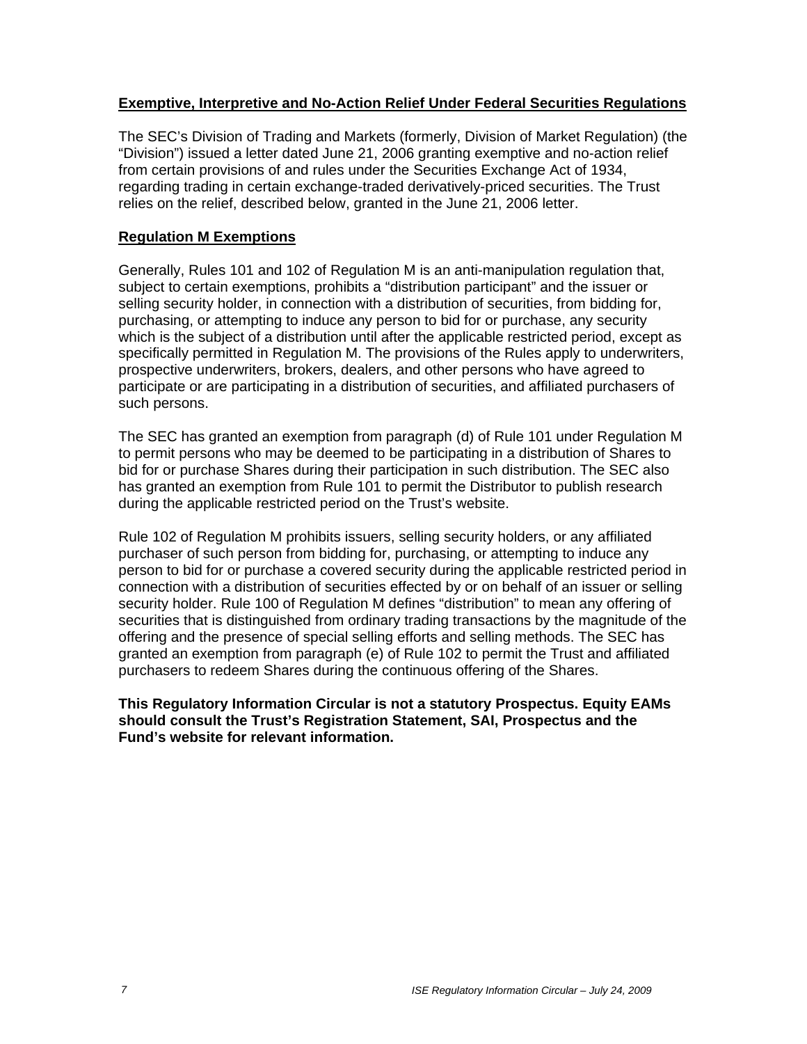**Exemptive, Interpretive and No-Action Relief Under Federal Securities Regulations**

The SEC's Division of Trading and Markets (formerly, Division of Market Regulation) (the "Division") issued a letter dated June 21, 2006 granting exemptive and no-action relief from certain provisions of and rules under the Securities Exchange Act of 1934, regarding trading in certain exchange-traded derivatively-priced securities. The Trust relies on the relief, described below, granted in the June 21, 2006 letter.

**Regulation M Exemptions**

Generally, Rules 101 and 102 of Regulation M is an anti-manipulation regulation that, subject to certain exemptions, prohibits a "distribution participant" and the issuer or selling security holder, in connection with a distribution of securities, from bidding for, purchasing, or attempting to induce any person to bid for or purchase, any security which is the subject of a distribution until after the applicable restricted period, except as specifically permitted in Regulation M. The provisions of the Rules apply to underwriters, prospective underwriters, brokers, dealers, and other persons who have agreed to participate or are participating in a distribution of securities, and affiliated purchasers of such persons.

The SEC has granted an exemption from paragraph (d) of Rule 101 under Regulation M to permit persons who may be deemed to be participating in a distribution of Shares to bid for or purchase Shares during their participation in such distribution. The SEC also has granted an exemption from Rule 101 to permit the Distributor to publish research during the applicable restricted period on the Trust's website.

Rule 102 of Regulation M prohibits issuers, selling security holders, or any affiliated purchaser of such person from bidding for, purchasing, or attempting to induce any person to bid for or purchase a covered security during the applicable restricted period in connection with a distribution of securities effected by or on behalf of an issuer or selling security holder. Rule 100 of Regulation M defines "distribution" to mean any offering of securities that is distinguished from ordinary trading transactions by the magnitude of the offering and the presence of special selling efforts and selling methods. The SEC has granted an exemption from paragraph (e) of Rule 102 to permit the Trust and affiliated purchasers to redeem Shares during the continuous offering of the Shares.

**This Regulatory Information Circular is not a statutory Prospectus. Equity EAMs should consult the Trust's Registration Statement, SAI, Prospectus and the Fund's website for relevant information.**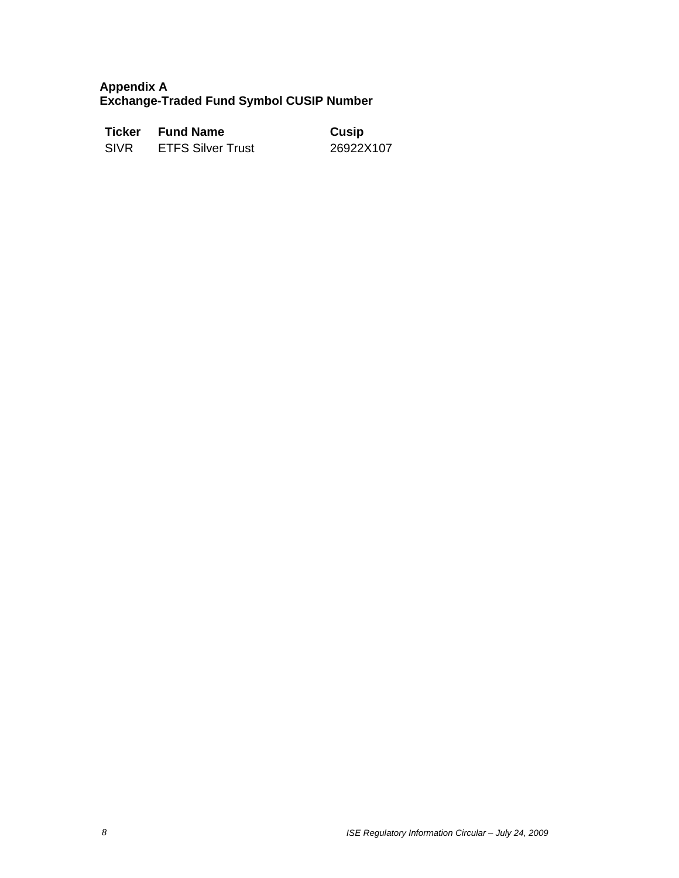**Appendix A**
**Exchange-Traded Fund Symbol CUSIP Number**

| Ticker | Fund Name | Cusip |
| --- | --- | --- |
| SIVR | ETFS Silver Trust | 26922X107 |